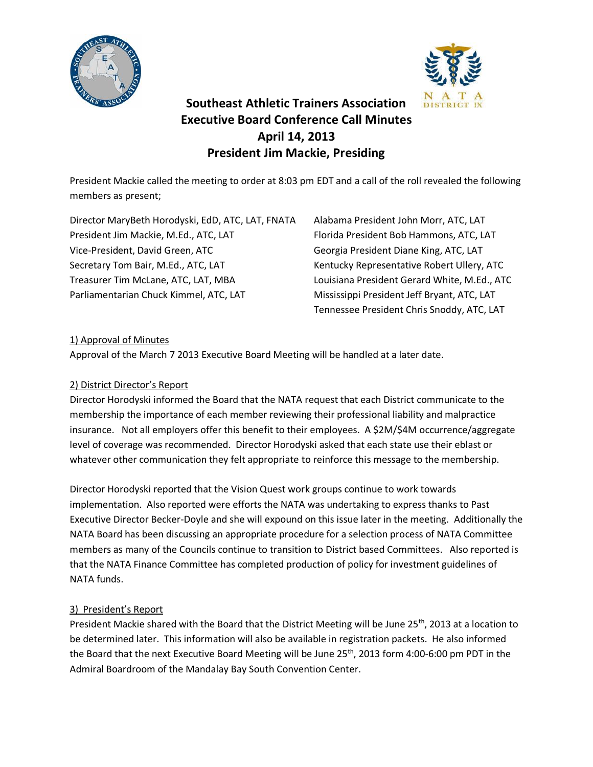# Southeast Athletic Trainers Association
## Executive Board Conference Call Minutes
## April 14, 2013
## President Jim Mackie, Presiding

President Mackie called the meeting to order at 8:03 pm EDT and a call of the roll revealed the following members as present;

Director MaryBeth Horodyski, EdD, ATC, LAT, FNATA
President Jim Mackie, M.Ed., ATC, LAT
Vice-President, David Green, ATC
Secretary Tom Bair, M.Ed., ATC, LAT
Treasurer Tim McLane, ATC, LAT, MBA
Parliamentarian Chuck Kimmel, ATC, LAT

Alabama President John Morr, ATC, LAT
Florida President Bob Hammons, ATC, LAT
Georgia President Diane King, ATC, LAT
Kentucky Representative Robert Ullery, ATC
Louisiana President Gerard White, M.Ed., ATC
Mississippi President Jeff Bryant, ATC, LAT
Tennessee President Chris Snoddy, ATC, LAT

1) Approval of Minutes

Approval of the March 7 2013 Executive Board Meeting will be handled at a later date.

2) District Director's Report

Director Horodyski informed the Board that the NATA request that each District communicate to the membership the importance of each member reviewing their professional liability and malpractice insurance. Not all employers offer this benefit to their employees. A $2M/$4M occurrence/aggregate level of coverage was recommended. Director Horodyski asked that each state use their eblast or whatever other communication they felt appropriate to reinforce this message to the membership.

Director Horodyski reported that the Vision Quest work groups continue to work towards implementation. Also reported were efforts the NATA was undertaking to express thanks to Past Executive Director Becker-Doyle and she will expound on this issue later in the meeting. Additionally the NATA Board has been discussing an appropriate procedure for a selection process of NATA Committee members as many of the Councils continue to transition to District based Committees. Also reported is that the NATA Finance Committee has completed production of policy for investment guidelines of NATA funds.

3) President's Report

President Mackie shared with the Board that the District Meeting will be June 25th, 2013 at a location to be determined later. This information will also be available in registration packets. He also informed the Board that the next Executive Board Meeting will be June 25th, 2013 form 4:00-6:00 pm PDT in the Admiral Boardroom of the Mandalay Bay South Convention Center.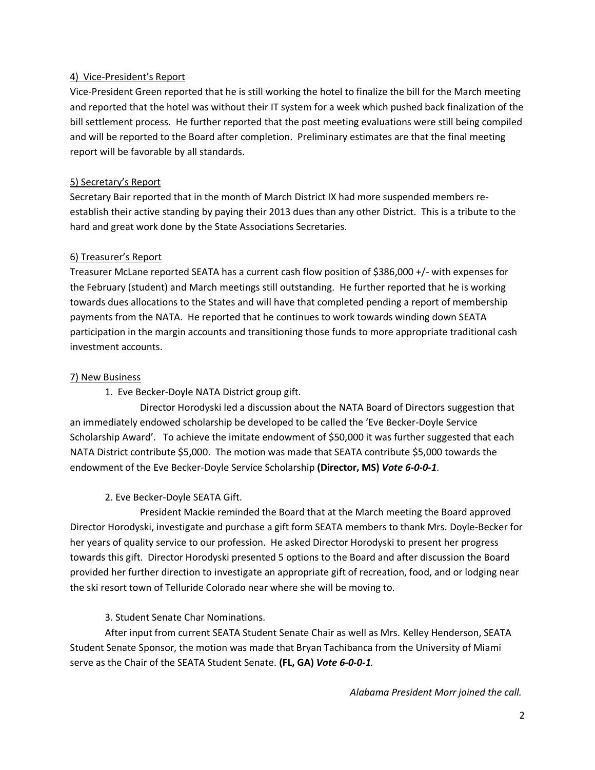4) Vice-President's Report

Vice-President Green reported that he is still working the hotel to finalize the bill for the March meeting and reported that the hotel was without their IT system for a week which pushed back finalization of the bill settlement process. He further reported that the post meeting evaluations were still being compiled and will be reported to the Board after completion. Preliminary estimates are that the final meeting report will be favorable by all standards.

5) Secretary's Report

Secretary Bair reported that in the month of March District IX had more suspended members re-establish their active standing by paying their 2013 dues than any other District. This is a tribute to the hard and great work done by the State Associations Secretaries.

6) Treasurer's Report

Treasurer McLane reported SEATA has a current cash flow position of $386,000 +/- with expenses for the February (student) and March meetings still outstanding. He further reported that he is working towards dues allocations to the States and will have that completed pending a report of membership payments from the NATA. He reported that he continues to work towards winding down SEATA participation in the margin accounts and transitioning those funds to more appropriate traditional cash investment accounts.

7) New Business

1. Eve Becker-Doyle NATA District group gift.

Director Horodyski led a discussion about the NATA Board of Directors suggestion that an immediately endowed scholarship be developed to be called the 'Eve Becker-Doyle Service Scholarship Award'. To achieve the imitate endowment of $50,000 it was further suggested that each NATA District contribute $5,000. The motion was made that SEATA contribute $5,000 towards the endowment of the Eve Becker-Doyle Service Scholarship **(Director, MS)** ***Vote 6-0-0-1***.

2. Eve Becker-Doyle SEATA Gift.

President Mackie reminded the Board that at the March meeting the Board approved Director Horodyski, investigate and purchase a gift form SEATA members to thank Mrs. Doyle-Becker for her years of quality service to our profession. He asked Director Horodyski to present her progress towards this gift. Director Horodyski presented 5 options to the Board and after discussion the Board provided her further direction to investigate an appropriate gift of recreation, food, and or lodging near the ski resort town of Telluride Colorado near where she will be moving to.

3. Student Senate Char Nominations.

After input from current SEATA Student Senate Chair as well as Mrs. Kelley Henderson, SEATA Student Senate Sponsor, the motion was made that Bryan Tachibanca from the University of Miami serve as the Chair of the SEATA Student Senate. **(FL, GA)** ***Vote 6-0-0-1.***

*Alabama President Morr joined the call.*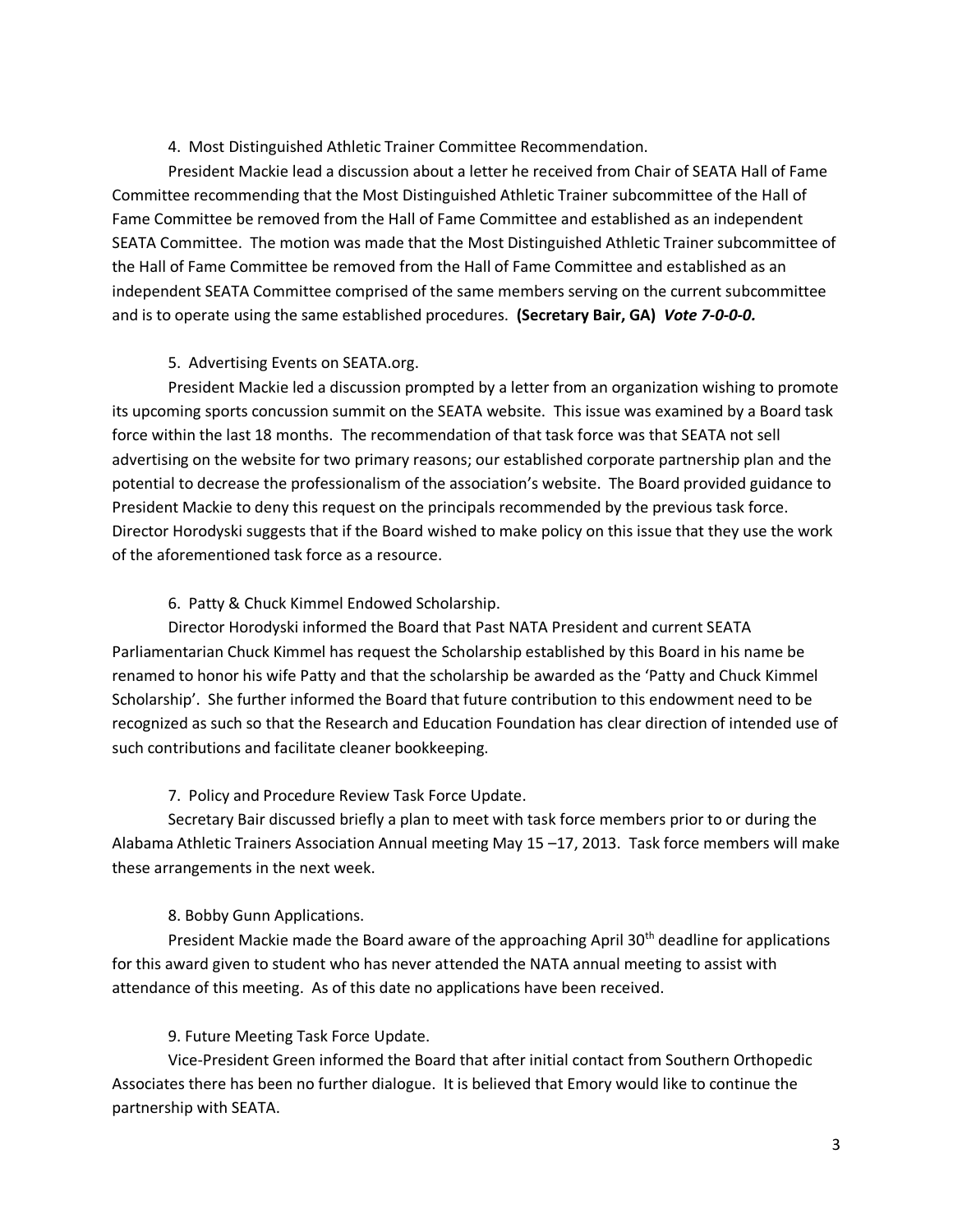4. Most Distinguished Athletic Trainer Committee Recommendation.

President Mackie lead a discussion about a letter he received from Chair of SEATA Hall of Fame Committee recommending that the Most Distinguished Athletic Trainer subcommittee of the Hall of Fame Committee be removed from the Hall of Fame Committee and established as an independent SEATA Committee. The motion was made that the Most Distinguished Athletic Trainer subcommittee of the Hall of Fame Committee be removed from the Hall of Fame Committee and established as an independent SEATA Committee comprised of the same members serving on the current subcommittee and is to operate using the same established procedures. **(Secretary Bair, GA)** ***Vote 7-0-0-0.***

5. Advertising Events on SEATA.org.

President Mackie led a discussion prompted by a letter from an organization wishing to promote its upcoming sports concussion summit on the SEATA website. This issue was examined by a Board task force within the last 18 months. The recommendation of that task force was that SEATA not sell advertising on the website for two primary reasons; our established corporate partnership plan and the potential to decrease the professionalism of the association's website. The Board provided guidance to President Mackie to deny this request on the principals recommended by the previous task force. Director Horodyski suggests that if the Board wished to make policy on this issue that they use the work of the aforementioned task force as a resource.

6. Patty & Chuck Kimmel Endowed Scholarship.

Director Horodyski informed the Board that Past NATA President and current SEATA Parliamentarian Chuck Kimmel has request the Scholarship established by this Board in his name be renamed to honor his wife Patty and that the scholarship be awarded as the 'Patty and Chuck Kimmel Scholarship'. She further informed the Board that future contribution to this endowment need to be recognized as such so that the Research and Education Foundation has clear direction of intended use of such contributions and facilitate cleaner bookkeeping.

7. Policy and Procedure Review Task Force Update.

Secretary Bair discussed briefly a plan to meet with task force members prior to or during the Alabama Athletic Trainers Association Annual meeting May 15 –17, 2013. Task force members will make these arrangements in the next week.

8. Bobby Gunn Applications.

President Mackie made the Board aware of the approaching April 30th deadline for applications for this award given to student who has never attended the NATA annual meeting to assist with attendance of this meeting. As of this date no applications have been received.

9. Future Meeting Task Force Update.

Vice-President Green informed the Board that after initial contact from Southern Orthopedic Associates there has been no further dialogue. It is believed that Emory would like to continue the partnership with SEATA.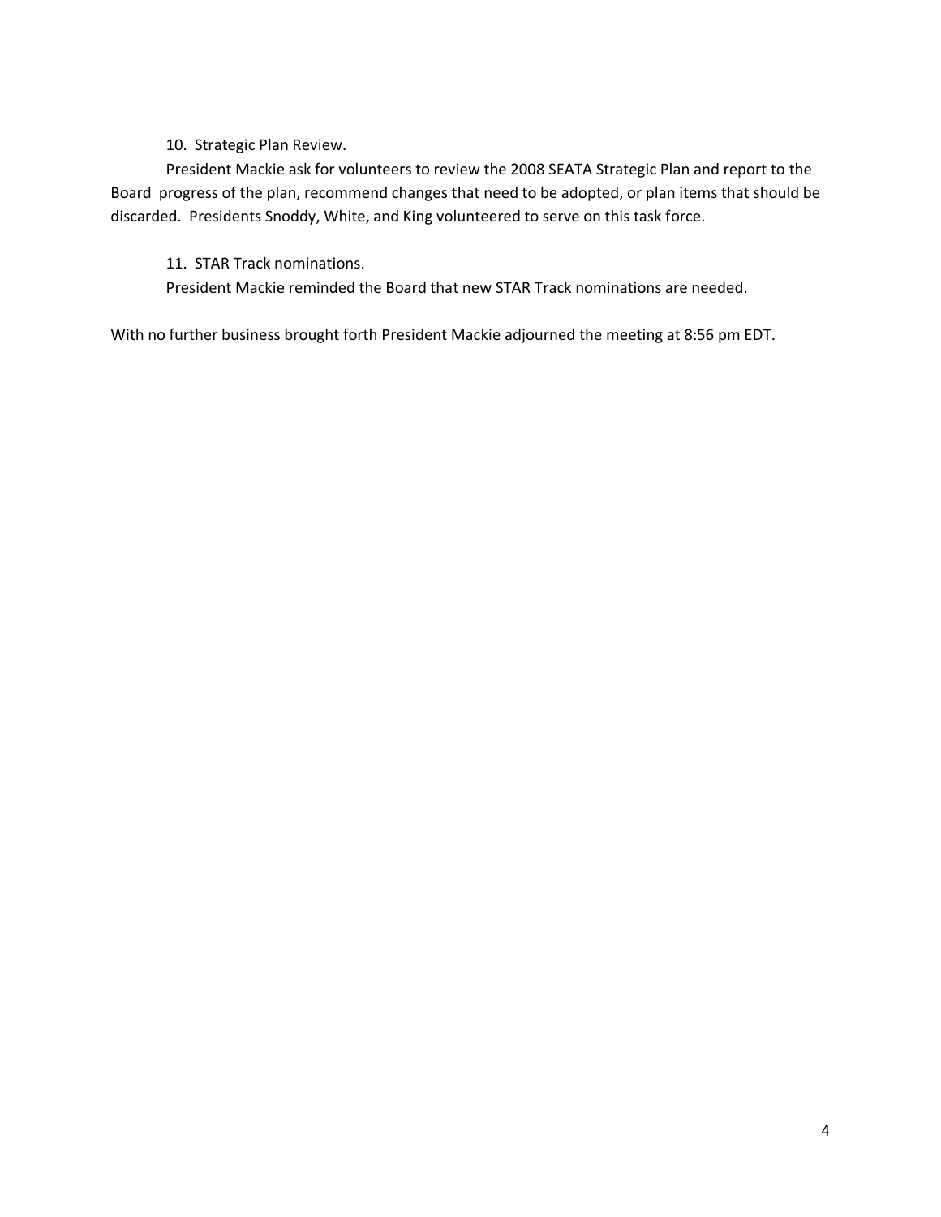10. Strategic Plan Review.

President Mackie ask for volunteers to review the 2008 SEATA Strategic Plan and report to the Board progress of the plan, recommend changes that need to be adopted, or plan items that should be discarded. Presidents Snoddy, White, and King volunteered to serve on this task force.

11. STAR Track nominations.

President Mackie reminded the Board that new STAR Track nominations are needed.

With no further business brought forth President Mackie adjourned the meeting at 8:56 pm EDT.